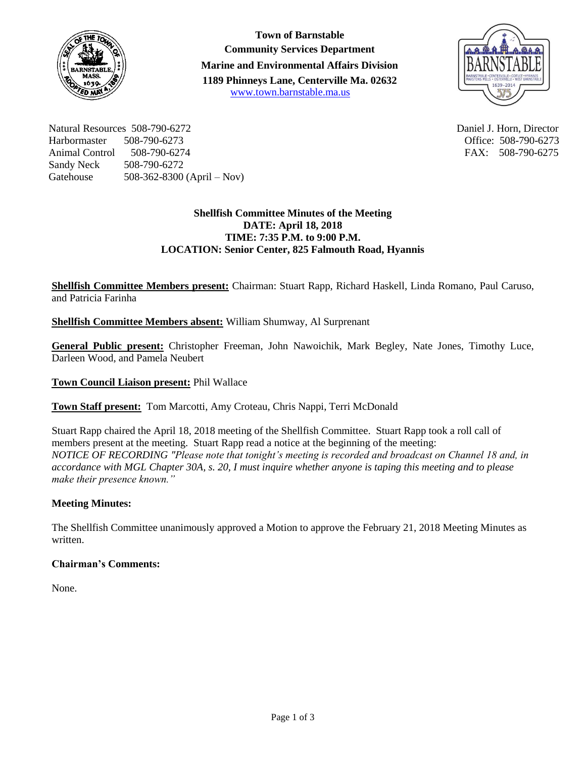**Town of Barnstable**
**Community Services Department**
**Marine and Environmental Affairs Division**
**1189 Phinneys Lane, Centerville Ma. 02632**
www.town.barnstable.ma.us

Natural Resources 508-790-6272
Harbormaster 508-790-6273
Animal Control 508-790-6274
Sandy Neck 508-790-6272
Gatehouse 508-362-8300 (April – Nov)

Daniel J. Horn, Director
Office: 508-790-6273
FAX: 508-790-6275

**Shellfish Committee Minutes of the Meeting**
**DATE: April 18, 2018**
**TIME: 7:35 P.M. to 9:00 P.M.**
**LOCATION: Senior Center, 825 Falmouth Road, Hyannis**

**Shellfish Committee Members present:** Chairman: Stuart Rapp, Richard Haskell, Linda Romano, Paul Caruso, and Patricia Farinha

**Shellfish Committee Members absent:** William Shumway, Al Surprenant

**General Public present:** Christopher Freeman, John Nawoichik, Mark Begley, Nate Jones, Timothy Luce, Darleen Wood, and Pamela Neubert

**Town Council Liaison present:** Phil Wallace

**Town Staff present:** Tom Marcotti, Amy Croteau, Chris Nappi, Terri McDonald

Stuart Rapp chaired the April 18, 2018 meeting of the Shellfish Committee. Stuart Rapp took a roll call of members present at the meeting. Stuart Rapp read a notice at the beginning of the meeting:
*NOTICE OF RECORDING "Please note that tonight's meeting is recorded and broadcast on Channel 18 and, in accordance with MGL Chapter 30A, s. 20, I must inquire whether anyone is taping this meeting and to please make their presence known."*

**Meeting Minutes:**

The Shellfish Committee unanimously approved a Motion to approve the February 21, 2018 Meeting Minutes as written.

**Chairman's Comments:**

None.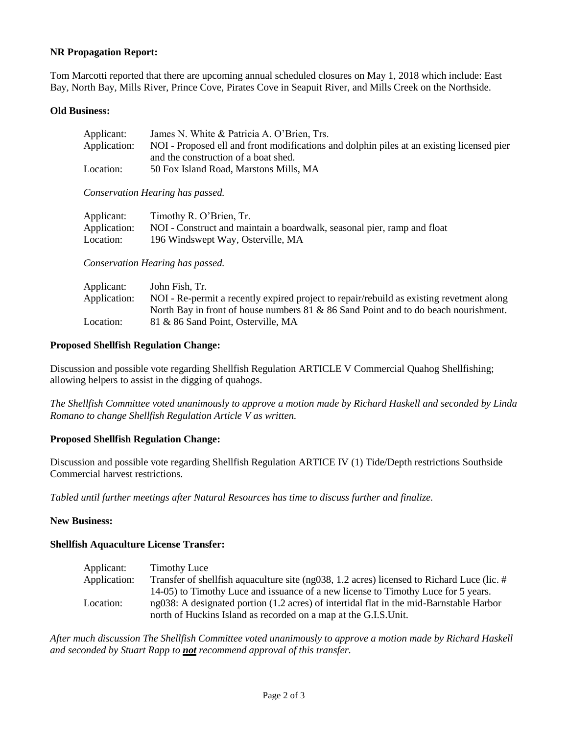**NR Propagation Report:**

Tom Marcotti reported that there are upcoming annual scheduled closures on May 1, 2018 which include: East Bay, North Bay, Mills River, Prince Cove, Pirates Cove in Seapuit River, and Mills Creek on the Northside.

**Old Business:**

Applicant: James N. White & Patricia A. O'Brien, Trs.
Application: NOI - Proposed ell and front modifications and dolphin piles at an existing licensed pier and the construction of a boat shed.
Location: 50 Fox Island Road, Marstons Mills, MA

*Conservation Hearing has passed.*

Applicant: Timothy R. O'Brien, Tr.
Application: NOI - Construct and maintain a boardwalk, seasonal pier, ramp and float
Location: 196 Windswept Way, Osterville, MA

*Conservation Hearing has passed.*

Applicant: John Fish, Tr.
Application: NOI - Re-permit a recently expired project to repair/rebuild as existing revetment along North Bay in front of house numbers 81 & 86 Sand Point and to do beach nourishment.
Location: 81 & 86 Sand Point, Osterville, MA

**Proposed Shellfish Regulation Change:**

Discussion and possible vote regarding Shellfish Regulation ARTICLE V Commercial Quahog Shellfishing; allowing helpers to assist in the digging of quahogs.

*The Shellfish Committee voted unanimously to approve a motion made by Richard Haskell and seconded by Linda Romano to change Shellfish Regulation Article V as written.*

**Proposed Shellfish Regulation Change:**

Discussion and possible vote regarding Shellfish Regulation ARTICE IV (1) Tide/Depth restrictions Southside Commercial harvest restrictions.

*Tabled until further meetings after Natural Resources has time to discuss further and finalize.*

**New Business:**

**Shellfish Aquaculture License Transfer:**

Applicant: Timothy Luce
Application: Transfer of shellfish aquaculture site (ng038, 1.2 acres) licensed to Richard Luce (lic. # 14-05) to Timothy Luce and issuance of a new license to Timothy Luce for 5 years.
Location: ng038: A designated portion (1.2 acres) of intertidal flat in the mid-Barnstable Harbor north of Huckins Island as recorded on a map at the G.I.S.Unit.

*After much discussion The Shellfish Committee voted unanimously to approve a motion made by Richard Haskell and seconded by Stuart Rapp to **not** recommend approval of this transfer.*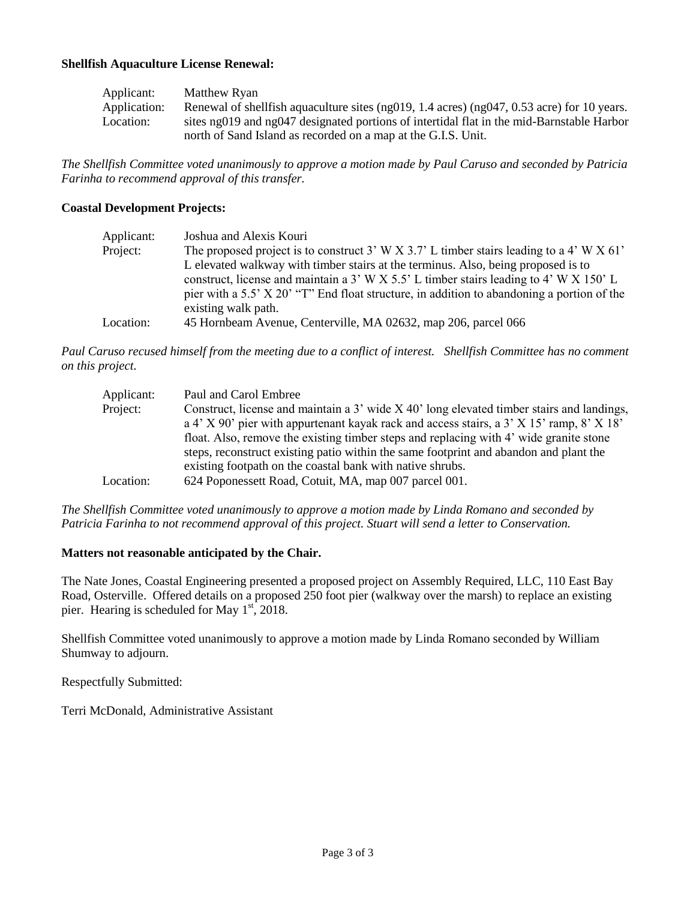**Shellfish Aquaculture License Renewal:**

| | |
|---|---|
| Applicant: | Matthew Ryan |
| Application: | Renewal of shellfish aquaculture sites (ng019, 1.4 acres) (ng047, 0.53 acre) for 10 years. |
| Location: | sites ng019 and ng047 designated portions of intertidal flat in the mid-Barnstable Harbor north of Sand Island as recorded on a map at the G.I.S. Unit. |

*The Shellfish Committee voted unanimously to approve a motion made by Paul Caruso and seconded by Patricia Farinha to recommend approval of this transfer.*

**Coastal Development Projects:**

| | |
|---|---|
| Applicant: | Joshua and Alexis Kouri |
| Project: | The proposed project is to construct 3' W X 3.7' L timber stairs leading to a 4' W X 61' L elevated walkway with timber stairs at the terminus. Also, being proposed is to construct, license and maintain a 3' W X 5.5' L timber stairs leading to 4' W X 150' L pier with a 5.5' X 20' "T" End float structure, in addition to abandoning a portion of the existing walk path. |
| Location: | 45 Hornbeam Avenue, Centerville, MA 02632, map 206, parcel 066 |

*Paul Caruso recused himself from the meeting due to a conflict of interest. Shellfish Committee has no comment on this project.*

| | |
|---|---|
| Applicant: | Paul and Carol Embree |
| Project: | Construct, license and maintain a 3' wide X 40' long elevated timber stairs and landings, a 4' X 90' pier with appurtenant kayak rack and access stairs, a 3' X 15' ramp, 8' X 18' float. Also, remove the existing timber steps and replacing with 4' wide granite stone steps, reconstruct existing patio within the same footprint and abandon and plant the existing footpath on the coastal bank with native shrubs. |
| Location: | 624 Poponessett Road, Cotuit, MA, map 007 parcel 001. |

*The Shellfish Committee voted unanimously to approve a motion made by Linda Romano and seconded by Patricia Farinha to not recommend approval of this project. Stuart will send a letter to Conservation.*

**Matters not reasonable anticipated by the Chair.**

The Nate Jones, Coastal Engineering presented a proposed project on Assembly Required, LLC, 110 East Bay Road, Osterville. Offered details on a proposed 250 foot pier (walkway over the marsh) to replace an existing pier. Hearing is scheduled for May 1st, 2018.

Shellfish Committee voted unanimously to approve a motion made by Linda Romano seconded by William Shumway to adjourn.

Respectfully Submitted:

Terri McDonald, Administrative Assistant